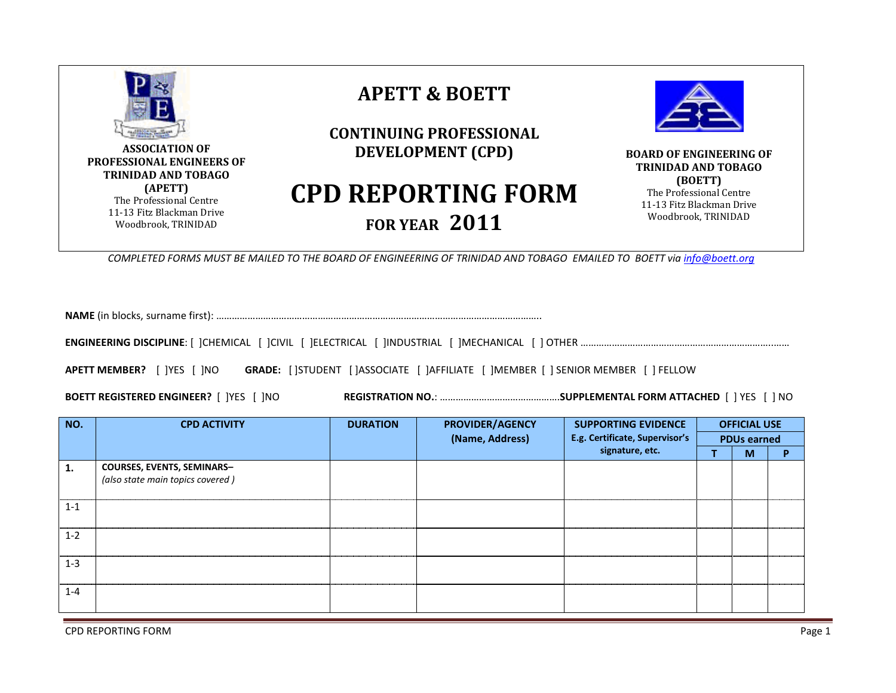**ASSOCIATION OF PROFESSIONAL ENGINEERS OF TRINIDAD AND TOBAGO (APETT)**
The Professional Centre
11-13 Fitz Blackman Drive
Woodbrook, TRINIDAD

# APETT & BOETT

## CONTINUING PROFESSIONAL DEVELOPMENT (CPD)

# CPD REPORTING FORM

## FOR YEAR 2011

**BOARD OF ENGINEERING OF TRINIDAD AND TOBAGO (BOETT)**
The Professional Centre
11-13 Fitz Blackman Drive
Woodbrook, TRINIDAD

*COMPLETED FORMS MUST BE MAILED TO THE BOARD OF ENGINEERING OF TRINIDAD AND TOBAGO EMAILED TO BOETT via info@boett.org*

**NAME** (in blocks, surname first): ………………………………………………………………………………………………………….

**ENGINEERING DISCIPLINE**: [ ]CHEMICAL [ ]CIVIL [ ]ELECTRICAL [ ]INDUSTRIAL [ ]MECHANICAL [ ] OTHER ……………………………………………………………………….

**APETT MEMBER?** [ ]YES [ ]NO **GRADE:** [ ]STUDENT [ ]ASSOCIATE [ ]AFFILIATE [ ]MEMBER [ ] SENIOR MEMBER [ ] FELLOW

**BOETT REGISTERED ENGINEER?** [ ]YES [ ]NO **REGISTRATION NO.**: ……………………………………….**SUPPLEMENTAL FORM ATTACHED** [ ] YES [ ] NO

| NO. | CPD ACTIVITY | DURATION | PROVIDER/AGENCY (Name, Address) | SUPPORTING EVIDENCE E.g. Certificate, Supervisor's signature, etc. | OFFICIAL USE PDUs earned | | |
|---|---|---|---|---|---|---|---|
| | | | | | T | M | P |
| 1. | COURSES, EVENTS, SEMINARS– *(also state main topics covered )* | | | | | | |
| 1-1 | | | | | | | |
| 1-2 | | | | | | | |
| 1-3 | | | | | | | |
| 1-4 | | | | | | | |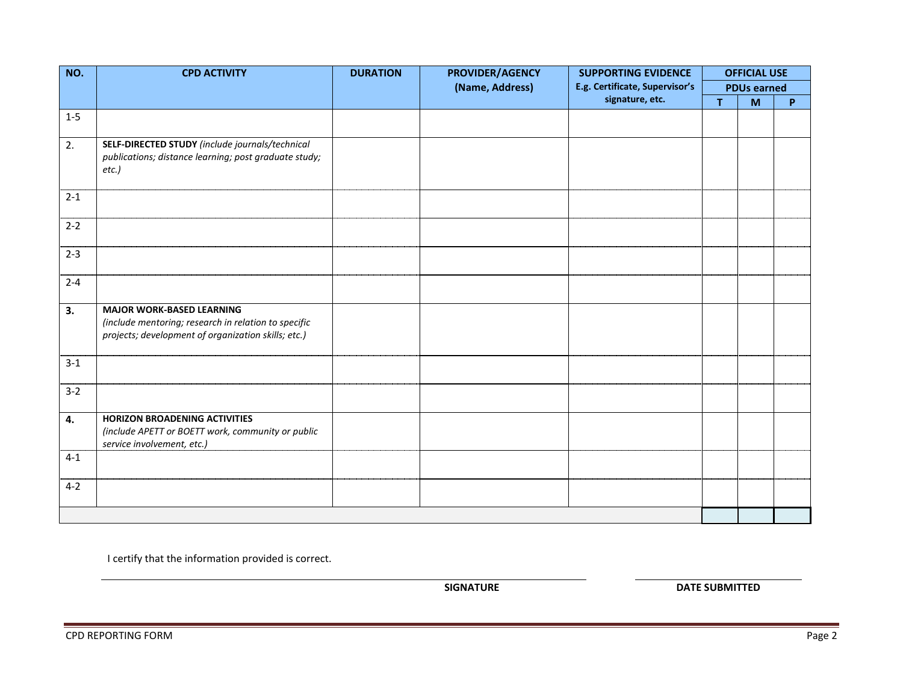| NO. | CPD ACTIVITY | DURATION | PROVIDER/AGENCY (Name, Address) | SUPPORTING EVIDENCE E.g. Certificate, Supervisor's signature, etc. | OFFICIAL USE PDUs earned | | |
|---|---|---|---|---|---|---|---|
| | | | | | T | M | P |
| 1-5 | | | | | | | |
| 2. | **SELF-DIRECTED STUDY** *(include journals/technical publications; distance learning; post graduate study; etc.)* | | | | | | |
| 2-1 | | | | | | | |
| 2-2 | | | | | | | |
| 2-3 | | | | | | | |
| 2-4 | | | | | | | |
| **3.** | **MAJOR WORK-BASED LEARNING** *(include mentoring; research in relation to specific projects; development of organization skills; etc.)* | | | | | | |
| 3-1 | | | | | | | |
| 3-2 | | | | | | | |
| **4.** | **HORIZON BROADENING ACTIVITIES** *(include APETT or BOETT work, community or public service involvement, etc.)* | | | | | | |
| 4-1 | | | | | | | |
| 4-2 | | | | | | | |
| | | | | | | | |

I certify that the information provided is correct.

**SIGNATURE**

**DATE SUBMITTED**